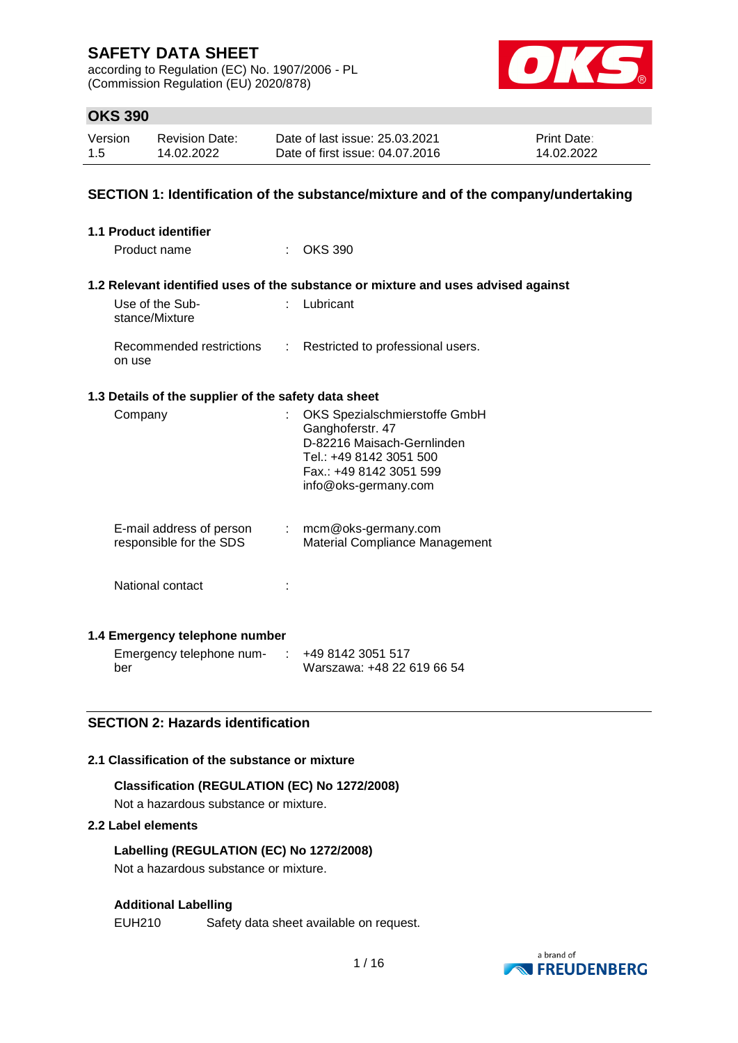# SAFETY DATA SHEET

according to Regulation (EC) No. 1907/2006 - PL
(Commission Regulation (EU) 2020/878)

## OKS 390

| Version | Revision Date: | Date of last issue: 25.03.2021 | Print Date: |
|---|---|---|---|
| 1.5 | 14.02.2022 | Date of first issue: 04.07.2016 | 14.02.2022 |

## SECTION 1: Identification of the substance/mixture and of the company/undertaking

### 1.1 Product identifier

Product name : OKS 390

### 1.2 Relevant identified uses of the substance or mixture and uses advised against

Use of the Substance/Mixture : Lubricant

Recommended restrictions on use : Restricted to professional users.

### 1.3 Details of the supplier of the safety data sheet

Company : OKS Spezialschmierstoffe GmbH
Ganghoferstr. 47
D-82216 Maisach-Gernlinden
Tel.: +49 8142 3051 500
Fax.: +49 8142 3051 599
info@oks-germany.com

E-mail address of person responsible for the SDS : mcm@oks-germany.com
Material Compliance Management

National contact :

### 1.4 Emergency telephone number

Emergency telephone number : +49 8142 3051 517
Warszawa: +48 22 619 66 54

## SECTION 2: Hazards identification

### 2.1 Classification of the substance or mixture

**Classification (REGULATION (EC) No 1272/2008)**

Not a hazardous substance or mixture.

### 2.2 Label elements

**Labelling (REGULATION (EC) No 1272/2008)**

Not a hazardous substance or mixture.

**Additional Labelling**

EUH210 Safety data sheet available on request.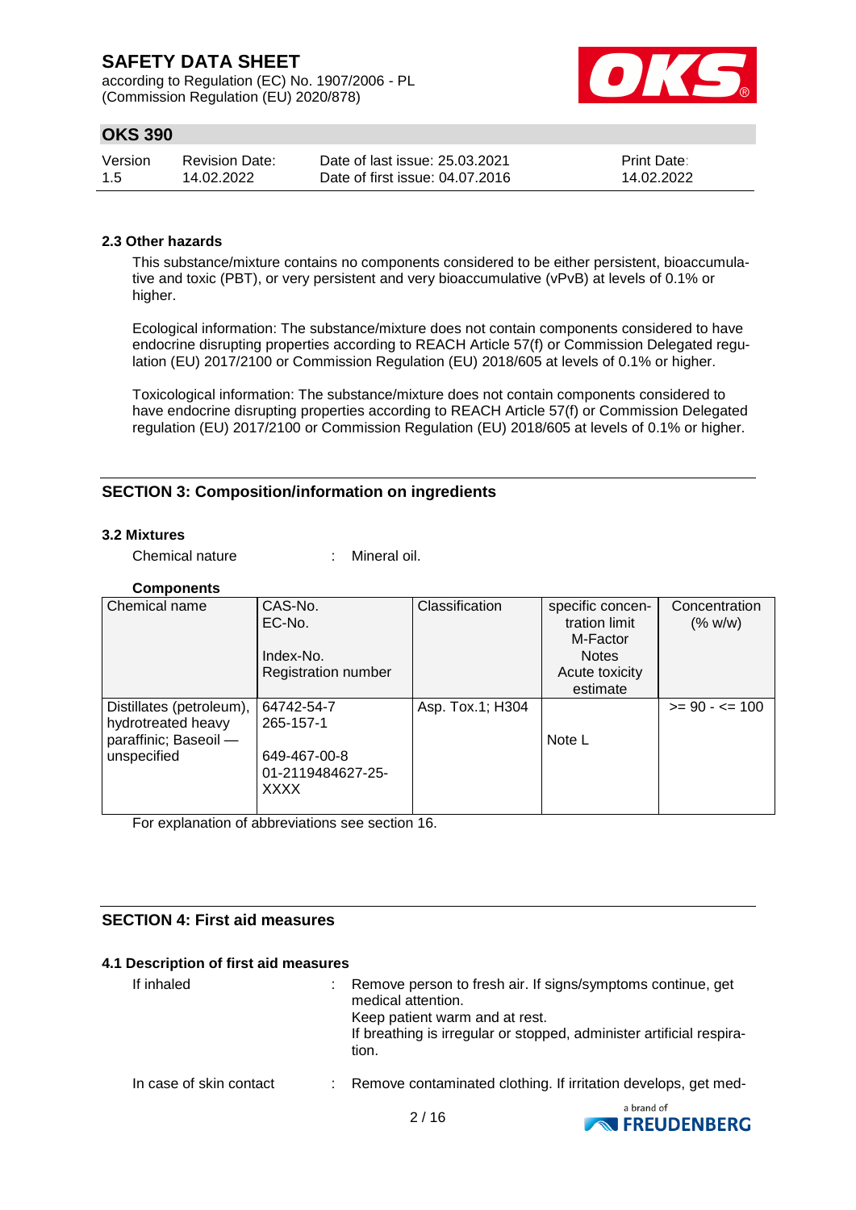### 2.3 Other hazards

This substance/mixture contains no components considered to be either persistent, bioaccumulative and toxic (PBT), or very persistent and very bioaccumulative (vPvB) at levels of 0.1% or higher.

Ecological information: The substance/mixture does not contain components considered to have endocrine disrupting properties according to REACH Article 57(f) or Commission Delegated regulation (EU) 2017/2100 or Commission Regulation (EU) 2018/605 at levels of 0.1% or higher.

Toxicological information: The substance/mixture does not contain components considered to have endocrine disrupting properties according to REACH Article 57(f) or Commission Delegated regulation (EU) 2017/2100 or Commission Regulation (EU) 2018/605 at levels of 0.1% or higher.

## SECTION 3: Composition/information on ingredients

### 3.2 Mixtures

Chemical nature : Mineral oil.

**Components**

| Chemical name | CAS-No.<br>EC-No.<br><br>Index-No.<br>Registration number | Classification | specific concentration limit<br>M-Factor<br>Notes<br>Acute toxicity estimate | Concentration (% w/w) |
|---|---|---|---|---|
| Distillates (petroleum), hydrotreated heavy paraffinic; Baseoil — unspecified | 64742-54-7<br>265-157-1<br><br>649-467-00-8<br>01-2119484627-25-XXXX | Asp. Tox.1; H304 | <br><br>Note L | >= 90 - <= 100 |

For explanation of abbreviations see section 16.

## SECTION 4: First aid measures

### 4.1 Description of first aid measures

If inhaled : Remove person to fresh air. If signs/symptoms continue, get medical attention.
Keep patient warm and at rest.
If breathing is irregular or stopped, administer artificial respiration.

In case of skin contact : Remove contaminated clothing. If irritation develops, get med-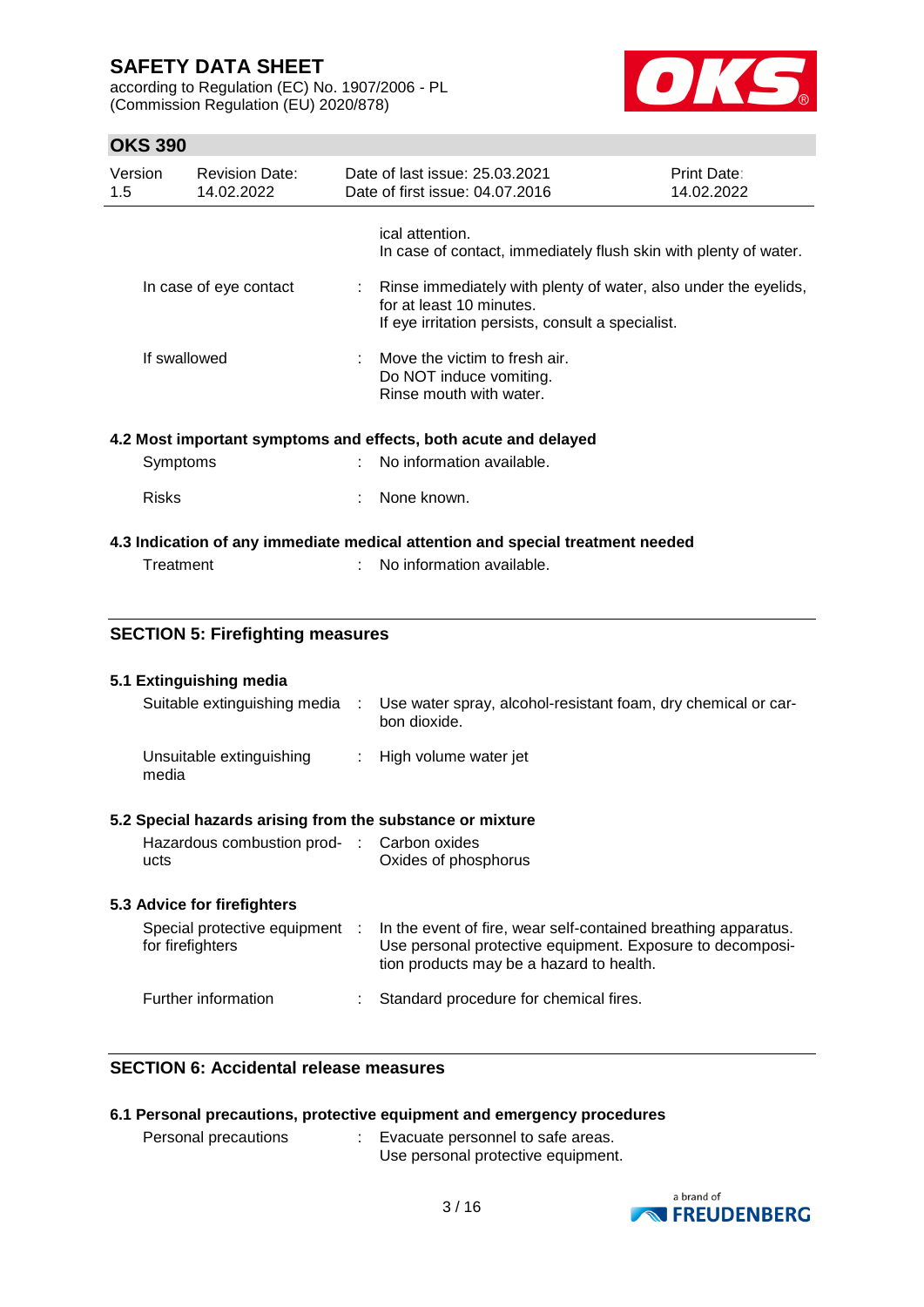ical attention.
In case of contact, immediately flush skin with plenty of water.

| | | |
|---|---|---|
| In case of eye contact | : | Rinse immediately with plenty of water, also under the eyelids, for at least 10 minutes.<br>If eye irritation persists, consult a specialist. |
| If swallowed | : | Move the victim to fresh air.<br>Do NOT induce vomiting.<br>Rinse mouth with water. |

### 4.2 Most important symptoms and effects, both acute and delayed

| | | |
|---|---|---|
| Symptoms | : | No information available. |
| Risks | : | None known. |

### 4.3 Indication of any immediate medical attention and special treatment needed

| | | |
|---|---|---|
| Treatment | : | No information available. |

## SECTION 5: Firefighting measures

### 5.1 Extinguishing media

| | | |
|---|---|---|
| Suitable extinguishing media | : | Use water spray, alcohol-resistant foam, dry chemical or carbon dioxide. |
| Unsuitable extinguishing media | : | High volume water jet |

### 5.2 Special hazards arising from the substance or mixture

| | | |
|---|---|---|
| Hazardous combustion products | : | Carbon oxides<br>Oxides of phosphorus |

### 5.3 Advice for firefighters

| | | |
|---|---|---|
| Special protective equipment for firefighters | : | In the event of fire, wear self-contained breathing apparatus. Use personal protective equipment. Exposure to decomposition products may be a hazard to health. |
| Further information | : | Standard procedure for chemical fires. |

## SECTION 6: Accidental release measures

### 6.1 Personal precautions, protective equipment and emergency procedures

| | | |
|---|---|---|
| Personal precautions | : | Evacuate personnel to safe areas.<br>Use personal protective equipment. |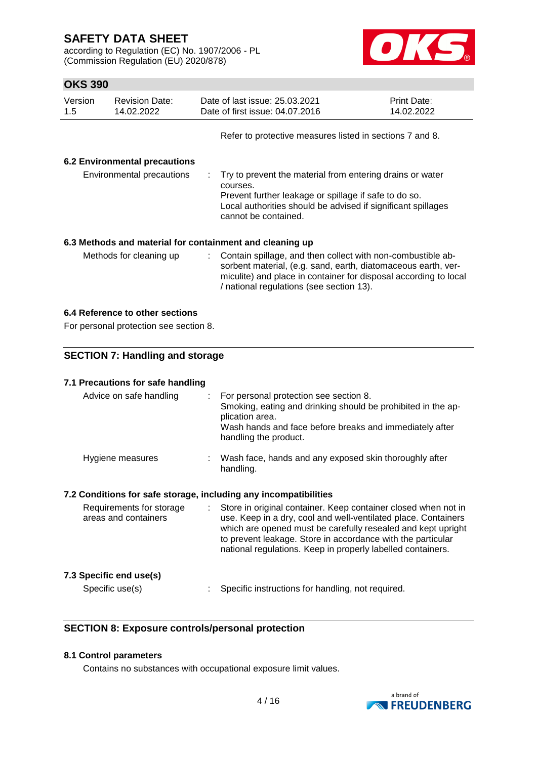Refer to protective measures listed in sections 7 and 8.

### 6.2 Environmental precautions

| | | |
|---|---|---|
| Environmental precautions | : | Try to prevent the material from entering drains or water courses. Prevent further leakage or spillage if safe to do so. Local authorities should be advised if significant spillages cannot be contained. |

### 6.3 Methods and material for containment and cleaning up

| | | |
|---|---|---|
| Methods for cleaning up | : | Contain spillage, and then collect with non-combustible absorbent material, (e.g. sand, earth, diatomaceous earth, vermiculite) and place in container for disposal according to local / national regulations (see section 13). |

### 6.4 Reference to other sections

For personal protection see section 8.

## SECTION 7: Handling and storage

### 7.1 Precautions for safe handling

| | | |
|---|---|---|
| Advice on safe handling | : | For personal protection see section 8. Smoking, eating and drinking should be prohibited in the application area. Wash hands and face before breaks and immediately after handling the product. |
| Hygiene measures | : | Wash face, hands and any exposed skin thoroughly after handling. |

### 7.2 Conditions for safe storage, including any incompatibilities

| | | |
|---|---|---|
| Requirements for storage areas and containers | : | Store in original container. Keep container closed when not in use. Keep in a dry, cool and well-ventilated place. Containers which are opened must be carefully resealed and kept upright to prevent leakage. Store in accordance with the particular national regulations. Keep in properly labelled containers. |

### 7.3 Specific end use(s)

| | | |
|---|---|---|
| Specific use(s) | : | Specific instructions for handling, not required. |

## SECTION 8: Exposure controls/personal protection

### 8.1 Control parameters

Contains no substances with occupational exposure limit values.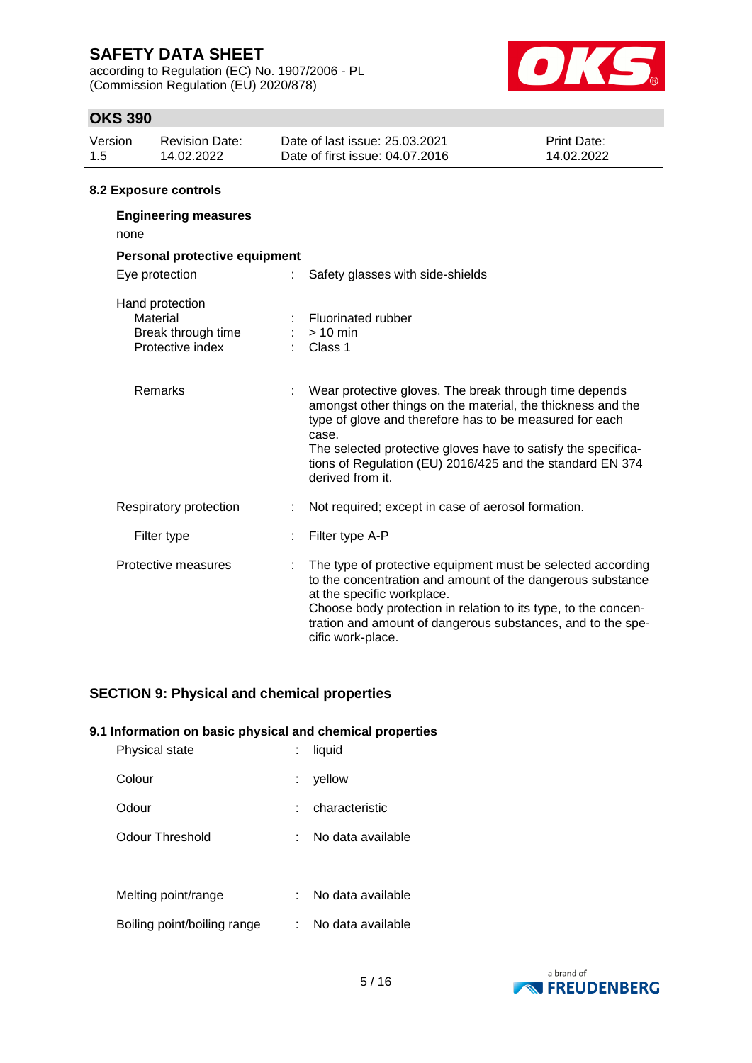### 8.2 Exposure controls

**Engineering measures**

none

**Personal protective equipment**

| | | |
|---|---|---|
| Eye protection | : | Safety glasses with side-shields |
| Hand protection | | |
| Material | : | Fluorinated rubber |
| Break through time | : | > 10 min |
| Protective index | : | Class 1 |
| Remarks | : | Wear protective gloves. The break through time depends amongst other things on the material, the thickness and the type of glove and therefore has to be measured for each case.<br>The selected protective gloves have to satisfy the specifications of Regulation (EU) 2016/425 and the standard EN 374 derived from it. |
| Respiratory protection | : | Not required; except in case of aerosol formation. |
| Filter type | : | Filter type A-P |
| Protective measures | : | The type of protective equipment must be selected according to the concentration and amount of the dangerous substance at the specific workplace.<br>Choose body protection in relation to its type, to the concentration and amount of dangerous substances, and to the specific work-place. |

## SECTION 9: Physical and chemical properties

### 9.1 Information on basic physical and chemical properties

| | | |
|---|---|---|
| Physical state | : | liquid |
| Colour | : | yellow |
| Odour | : | characteristic |
| Odour Threshold | : | No data available |
| Melting point/range | : | No data available |
| Boiling point/boiling range | : | No data available |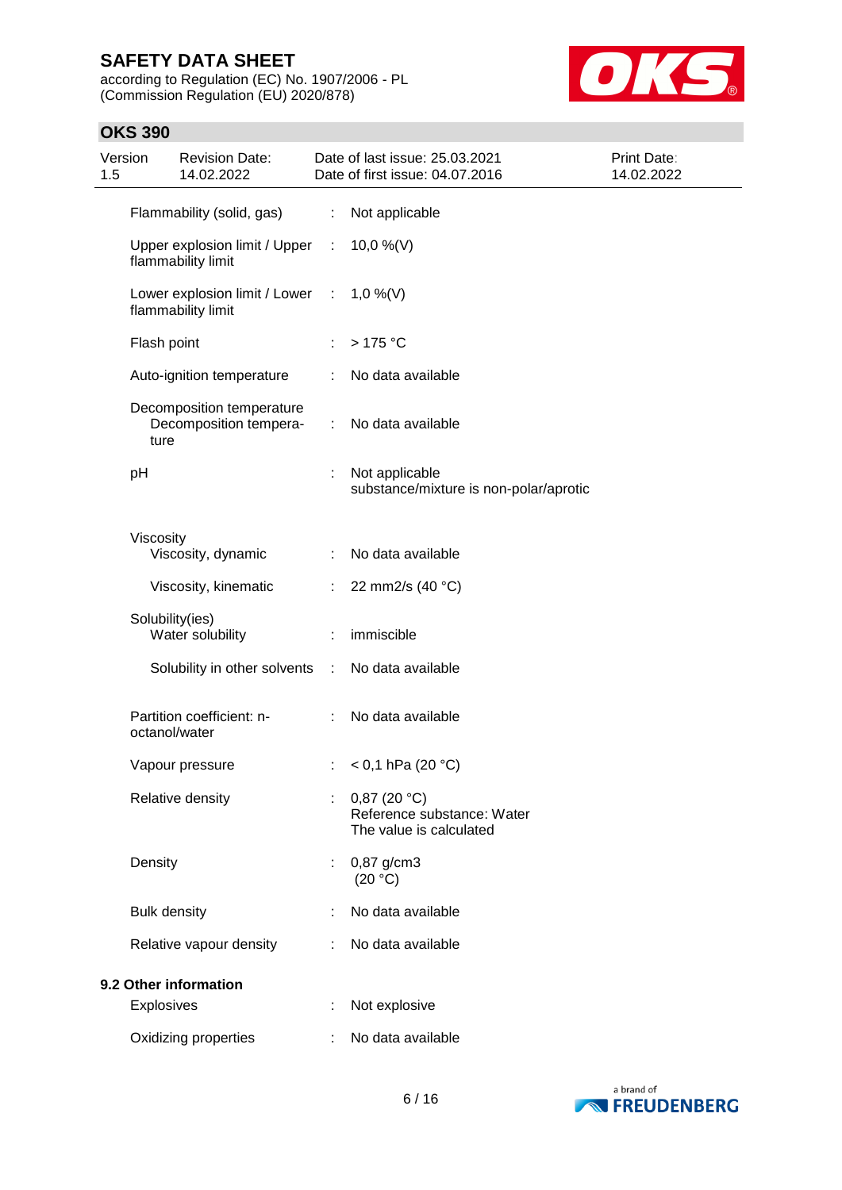| | | |
|---|---|---|
| Flammability (solid, gas) | : | Not applicable |
| Upper explosion limit / Upper flammability limit | : | 10,0 %(V) |
| Lower explosion limit / Lower flammability limit | : | 1,0 %(V) |
| Flash point | : | > 175 °C |
| Auto-ignition temperature | : | No data available |
| Decomposition temperature<br>Decomposition temperature | : | No data available |
| pH | : | Not applicable<br>substance/mixture is non-polar/aprotic |
| Viscosity<br>Viscosity, dynamic | : | No data available |
| Viscosity, kinematic | : | 22 mm2/s (40 °C) |
| Solubility(ies)<br>Water solubility | : | immiscible |
| Solubility in other solvents | : | No data available |
| Partition coefficient: n-octanol/water | : | No data available |
| Vapour pressure | : | < 0,1 hPa (20 °C) |
| Relative density | : | 0,87 (20 °C)<br>Reference substance: Water<br>The value is calculated |
| Density | : | 0,87 g/cm3<br>(20 °C) |
| Bulk density | : | No data available |
| Relative vapour density | : | No data available |

**9.2 Other information**

| | | |
|---|---|---|
| Explosives | : | Not explosive |
| Oxidizing properties | : | No data available |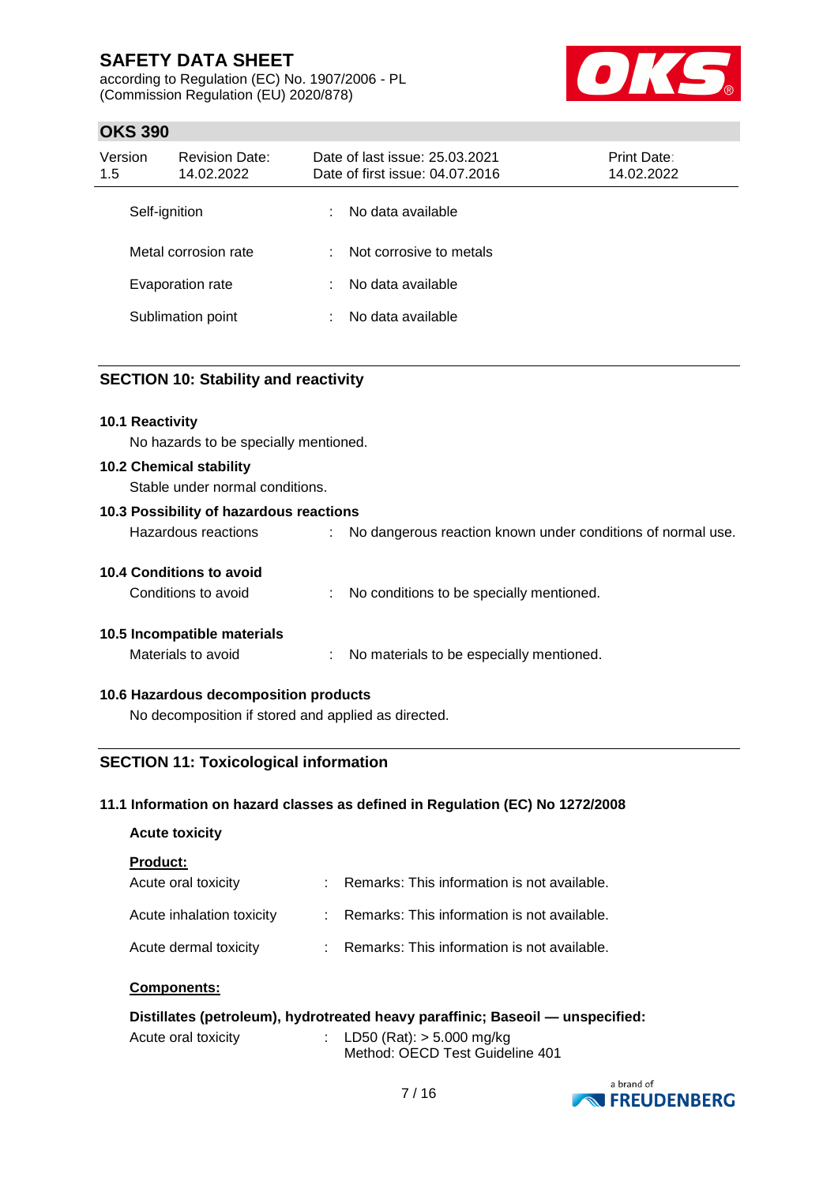| | | |
|---|---|---|
| Self-ignition | : | No data available |
| Metal corrosion rate | : | Not corrosive to metals |
| Evaporation rate | : | No data available |
| Sublimation point | : | No data available |

## SECTION 10: Stability and reactivity

### 10.1 Reactivity

No hazards to be specially mentioned.

### 10.2 Chemical stability

Stable under normal conditions.

### 10.3 Possibility of hazardous reactions

Hazardous reactions : No dangerous reaction known under conditions of normal use.

### 10.4 Conditions to avoid

Conditions to avoid : No conditions to be specially mentioned.

### 10.5 Incompatible materials

Materials to avoid : No materials to be especially mentioned.

### 10.6 Hazardous decomposition products

No decomposition if stored and applied as directed.

## SECTION 11: Toxicological information

### 11.1 Information on hazard classes as defined in Regulation (EC) No 1272/2008

**Acute toxicity**

**Product:**

| | | |
|---|---|---|
| Acute oral toxicity | : | Remarks: This information is not available. |
| Acute inhalation toxicity | : | Remarks: This information is not available. |
| Acute dermal toxicity | : | Remarks: This information is not available. |

**Components:**

**Distillates (petroleum), hydrotreated heavy paraffinic; Baseoil — unspecified:**

Acute oral toxicity : LD50 (Rat): > 5.000 mg/kg
Method: OECD Test Guideline 401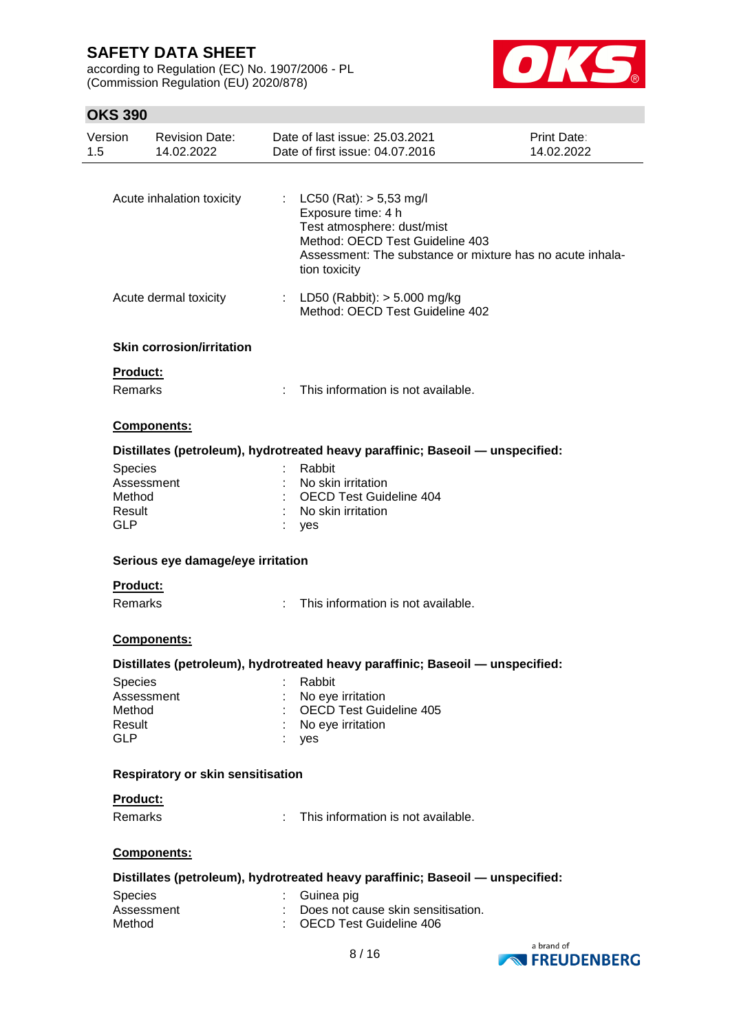Acute inhalation toxicity : LC50 (Rat): > 5,53 mg/l
Exposure time: 4 h
Test atmosphere: dust/mist
Method: OECD Test Guideline 403
Assessment: The substance or mixture has no acute inhalation toxicity

Acute dermal toxicity : LD50 (Rabbit): > 5.000 mg/kg
Method: OECD Test Guideline 402

**Skin corrosion/irritation**

**Product:**

Remarks : This information is not available.

**Components:**

**Distillates (petroleum), hydrotreated heavy paraffinic; Baseoil — unspecified:**

Species : Rabbit
Assessment : No skin irritation
Method : OECD Test Guideline 404
Result : No skin irritation
GLP : yes

**Serious eye damage/eye irritation**

**Product:**

Remarks : This information is not available.

**Components:**

**Distillates (petroleum), hydrotreated heavy paraffinic; Baseoil — unspecified:**

Species : Rabbit
Assessment : No eye irritation
Method : OECD Test Guideline 405
Result : No eye irritation
GLP : yes

**Respiratory or skin sensitisation**

**Product:**

Remarks : This information is not available.

**Components:**

**Distillates (petroleum), hydrotreated heavy paraffinic; Baseoil — unspecified:**

Species : Guinea pig
Assessment : Does not cause skin sensitisation.
Method : OECD Test Guideline 406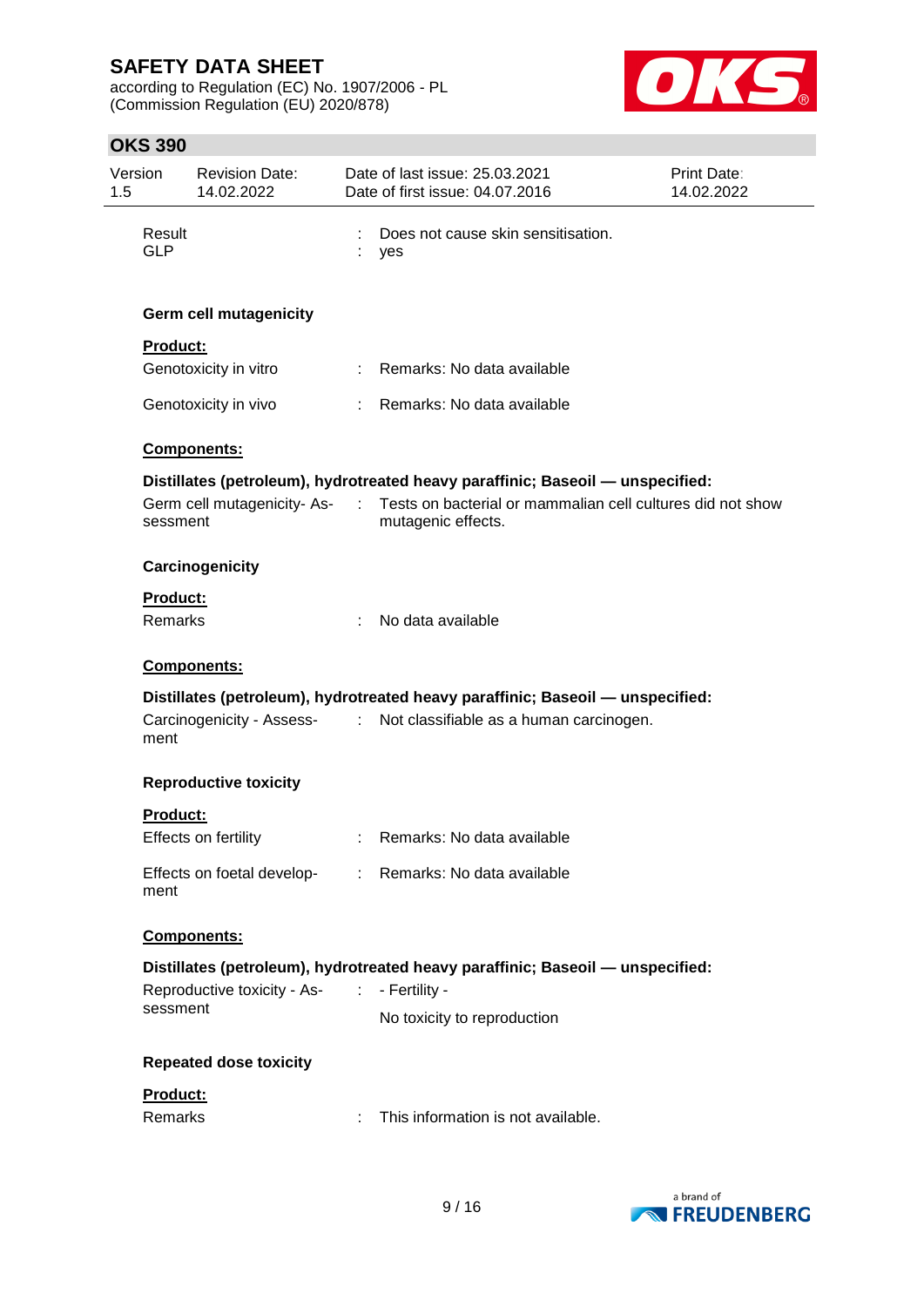Result : Does not cause skin sensitisation.
GLP : yes

**Germ cell mutagenicity**

**Product:**

Genotoxicity in vitro : Remarks: No data available

Genotoxicity in vivo : Remarks: No data available

**Components:**

**Distillates (petroleum), hydrotreated heavy paraffinic; Baseoil — unspecified:**

Germ cell mutagenicity- Assessment : Tests on bacterial or mammalian cell cultures did not show mutagenic effects.

**Carcinogenicity**

**Product:**

Remarks : No data available

**Components:**

**Distillates (petroleum), hydrotreated heavy paraffinic; Baseoil — unspecified:**

Carcinogenicity - Assessment : Not classifiable as a human carcinogen.

**Reproductive toxicity**

**Product:**

Effects on fertility : Remarks: No data available

Effects on foetal development : Remarks: No data available

**Components:**

**Distillates (petroleum), hydrotreated heavy paraffinic; Baseoil — unspecified:**

Reproductive toxicity - Assessment : - Fertility -
No toxicity to reproduction

**Repeated dose toxicity**

**Product:**

Remarks : This information is not available.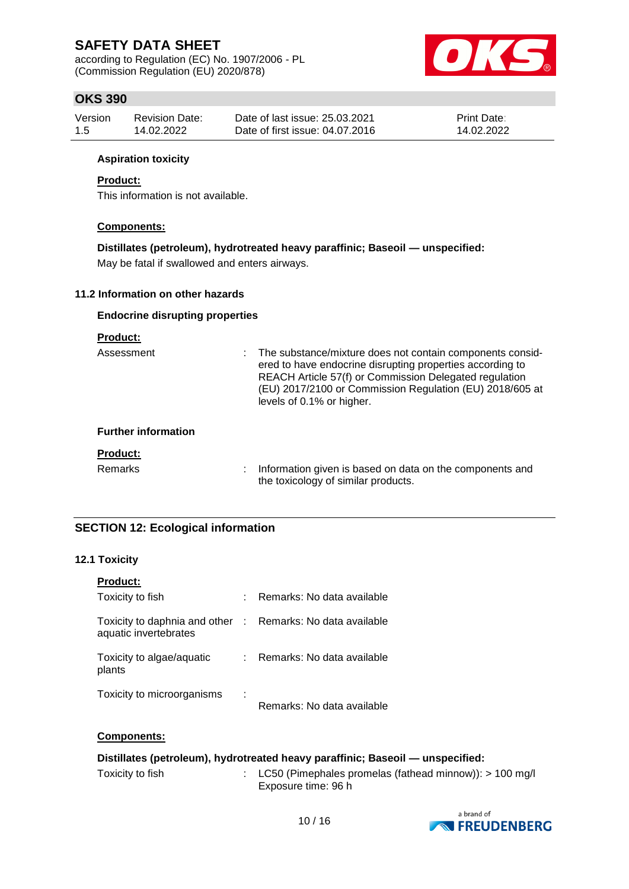**Aspiration toxicity**

**Product:**

This information is not available.

**Components:**

**Distillates (petroleum), hydrotreated heavy paraffinic; Baseoil — unspecified:**

May be fatal if swallowed and enters airways.

### 11.2 Information on other hazards

**Endocrine disrupting properties**

**Product:**

| | | |
|---|---|---|
| Assessment | : | The substance/mixture does not contain components considered to have endocrine disrupting properties according to REACH Article 57(f) or Commission Delegated regulation (EU) 2017/2100 or Commission Regulation (EU) 2018/605 at levels of 0.1% or higher. |

**Further information**

**Product:**

| | | |
|---|---|---|
| Remarks | : | Information given is based on data on the components and the toxicology of similar products. |

## SECTION 12: Ecological information

### 12.1 Toxicity

**Product:**

| | | |
|---|---|---|
| Toxicity to fish | : | Remarks: No data available |
| Toxicity to daphnia and other aquatic invertebrates | : | Remarks: No data available |
| Toxicity to algae/aquatic plants | : | Remarks: No data available |
| Toxicity to microorganisms | : | Remarks: No data available |

**Components:**

**Distillates (petroleum), hydrotreated heavy paraffinic; Baseoil — unspecified:**

| | | |
|---|---|---|
| Toxicity to fish | : | LC50 (Pimephales promelas (fathead minnow)): > 100 mg/l<br>Exposure time: 96 h |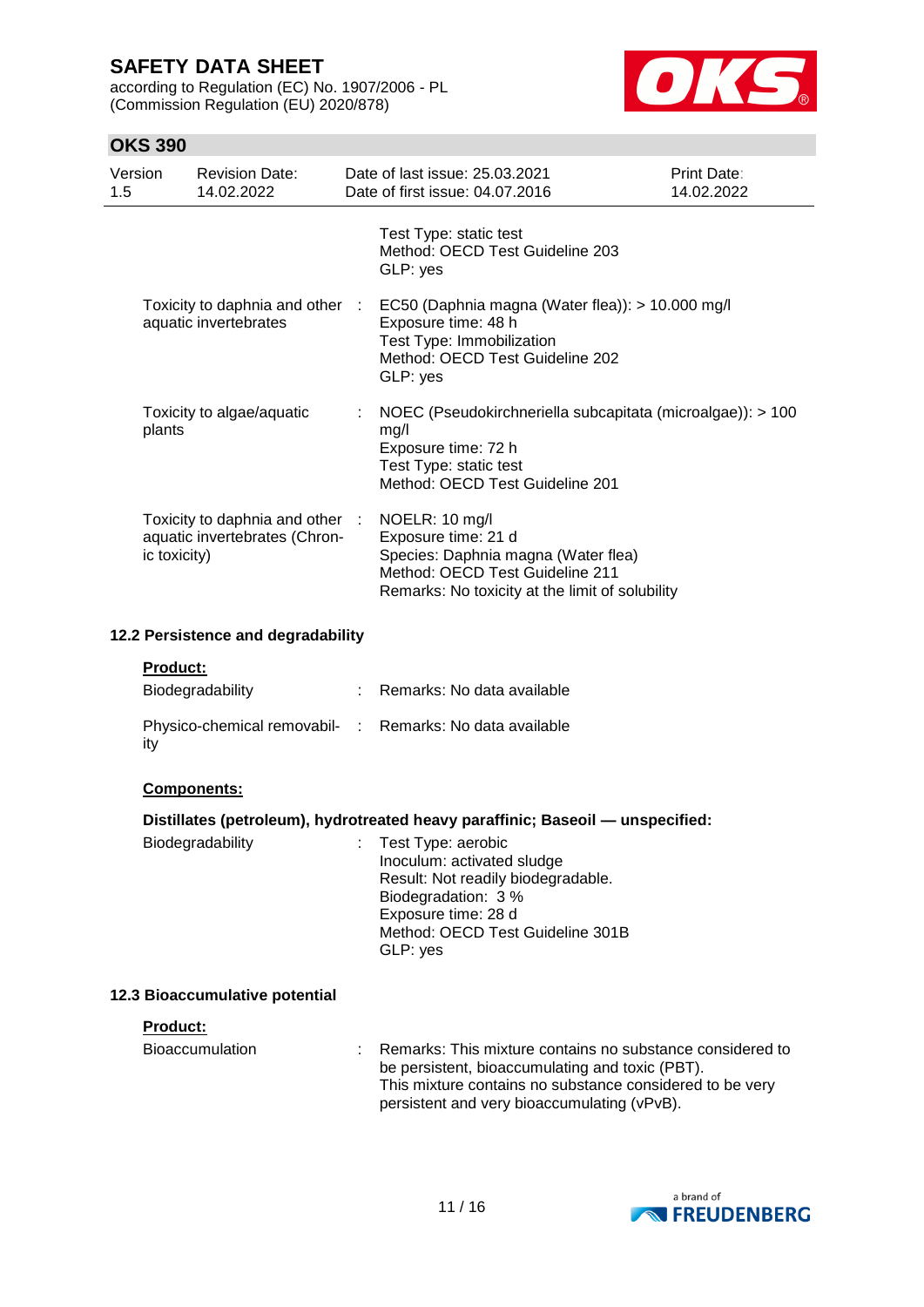| | | |
|---|---|---|
| | | Test Type: static test<br>Method: OECD Test Guideline 203<br>GLP: yes |
| Toxicity to daphnia and other aquatic invertebrates | : | EC50 (Daphnia magna (Water flea)): > 10.000 mg/l<br>Exposure time: 48 h<br>Test Type: Immobilization<br>Method: OECD Test Guideline 202<br>GLP: yes |
| Toxicity to algae/aquatic plants | : | NOEC (Pseudokirchneriella subcapitata (microalgae)): > 100 mg/l<br>Exposure time: 72 h<br>Test Type: static test<br>Method: OECD Test Guideline 201 |
| Toxicity to daphnia and other aquatic invertebrates (Chronic toxicity) | : | NOELR: 10 mg/l<br>Exposure time: 21 d<br>Species: Daphnia magna (Water flea)<br>Method: OECD Test Guideline 211<br>Remarks: No toxicity at the limit of solubility |

### 12.2 Persistence and degradability

**Product:**

| | | |
|---|---|---|
| Biodegradability | : | Remarks: No data available |
| Physico-chemical removability | : | Remarks: No data available |

**Components:**

**Distillates (petroleum), hydrotreated heavy paraffinic; Baseoil — unspecified:**

| | | |
|---|---|---|
| Biodegradability | : | Test Type: aerobic<br>Inoculum: activated sludge<br>Result: Not readily biodegradable.<br>Biodegradation: 3 %<br>Exposure time: 28 d<br>Method: OECD Test Guideline 301B<br>GLP: yes |

### 12.3 Bioaccumulative potential

**Product:**

| | | |
|---|---|---|
| Bioaccumulation | : | Remarks: This mixture contains no substance considered to be persistent, bioaccumulating and toxic (PBT).<br>This mixture contains no substance considered to be very persistent and very bioaccumulating (vPvB). |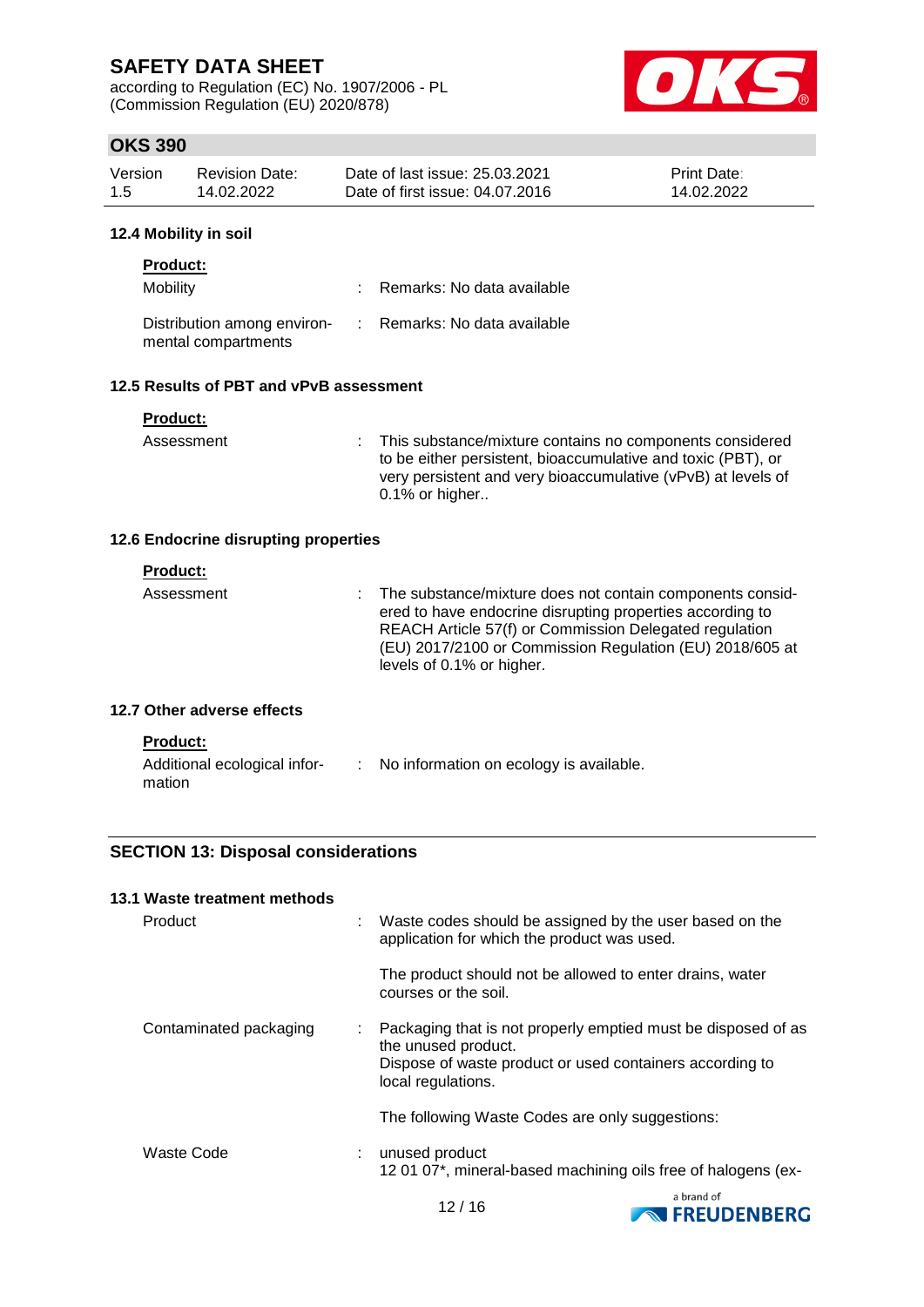### 12.4 Mobility in soil

**Product:**

| | | |
|---|---|---|
| Mobility | : | Remarks: No data available |
| Distribution among environmental compartments | : | Remarks: No data available |

### 12.5 Results of PBT and vPvB assessment

**Product:**

| | | |
|---|---|---|
| Assessment | : | This substance/mixture contains no components considered to be either persistent, bioaccumulative and toxic (PBT), or very persistent and very bioaccumulative (vPvB) at levels of 0.1% or higher.. |

### 12.6 Endocrine disrupting properties

**Product:**

| | | |
|---|---|---|
| Assessment | : | The substance/mixture does not contain components considered to have endocrine disrupting properties according to REACH Article 57(f) or Commission Delegated regulation (EU) 2017/2100 or Commission Regulation (EU) 2018/605 at levels of 0.1% or higher. |

### 12.7 Other adverse effects

**Product:**

| | | |
|---|---|---|
| Additional ecological information | : | No information on ecology is available. |

## SECTION 13: Disposal considerations

### 13.1 Waste treatment methods

| | | |
|---|---|---|
| Product | : | Waste codes should be assigned by the user based on the application for which the product was used.<br><br>The product should not be allowed to enter drains, water courses or the soil. |
| Contaminated packaging | : | Packaging that is not properly emptied must be disposed of as the unused product.<br>Dispose of waste product or used containers according to local regulations.<br><br>The following Waste Codes are only suggestions: |
| Waste Code | : | unused product<br>12 01 07*, mineral-based machining oils free of halogens (ex- |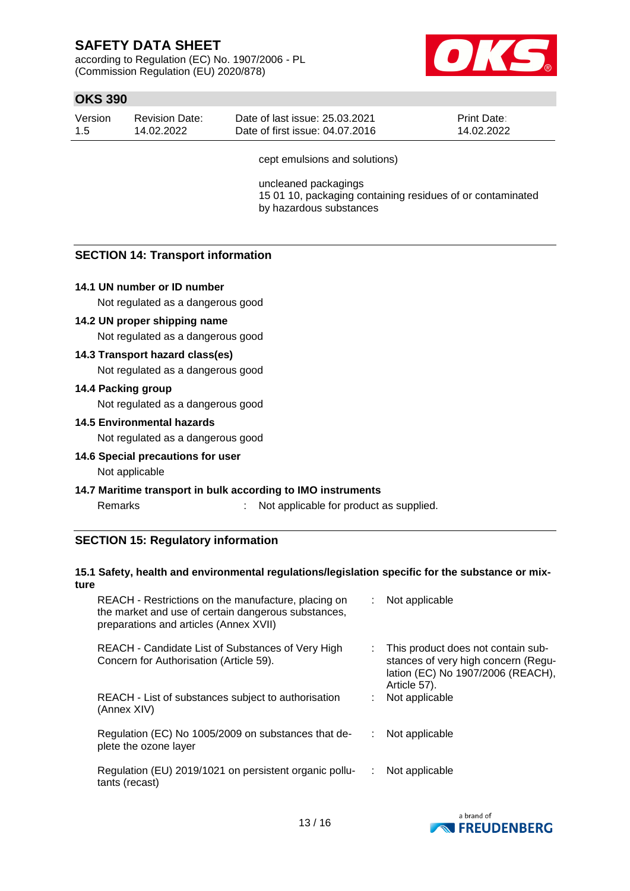cept emulsions and solutions)

uncleaned packagings
15 01 10, packaging containing residues of or contaminated by hazardous substances

## SECTION 14: Transport information

**14.1 UN number or ID number**

Not regulated as a dangerous good

**14.2 UN proper shipping name**

Not regulated as a dangerous good

**14.3 Transport hazard class(es)**

Not regulated as a dangerous good

**14.4 Packing group**

Not regulated as a dangerous good

**14.5 Environmental hazards**

Not regulated as a dangerous good

**14.6 Special precautions for user**

Not applicable

**14.7 Maritime transport in bulk according to IMO instruments**

Remarks : Not applicable for product as supplied.

## SECTION 15: Regulatory information

**15.1 Safety, health and environmental regulations/legislation specific for the substance or mixture**

| | | |
|---|---|---|
| REACH - Restrictions on the manufacture, placing on the market and use of certain dangerous substances, preparations and articles (Annex XVII) | : | Not applicable |
| REACH - Candidate List of Substances of Very High Concern for Authorisation (Article 59). | : | This product does not contain substances of very high concern (Regulation (EC) No 1907/2006 (REACH), Article 57). |
| REACH - List of substances subject to authorisation (Annex XIV) | : | Not applicable |
| Regulation (EC) No 1005/2009 on substances that deplete the ozone layer | : | Not applicable |
| Regulation (EU) 2019/1021 on persistent organic pollutants (recast) | : | Not applicable |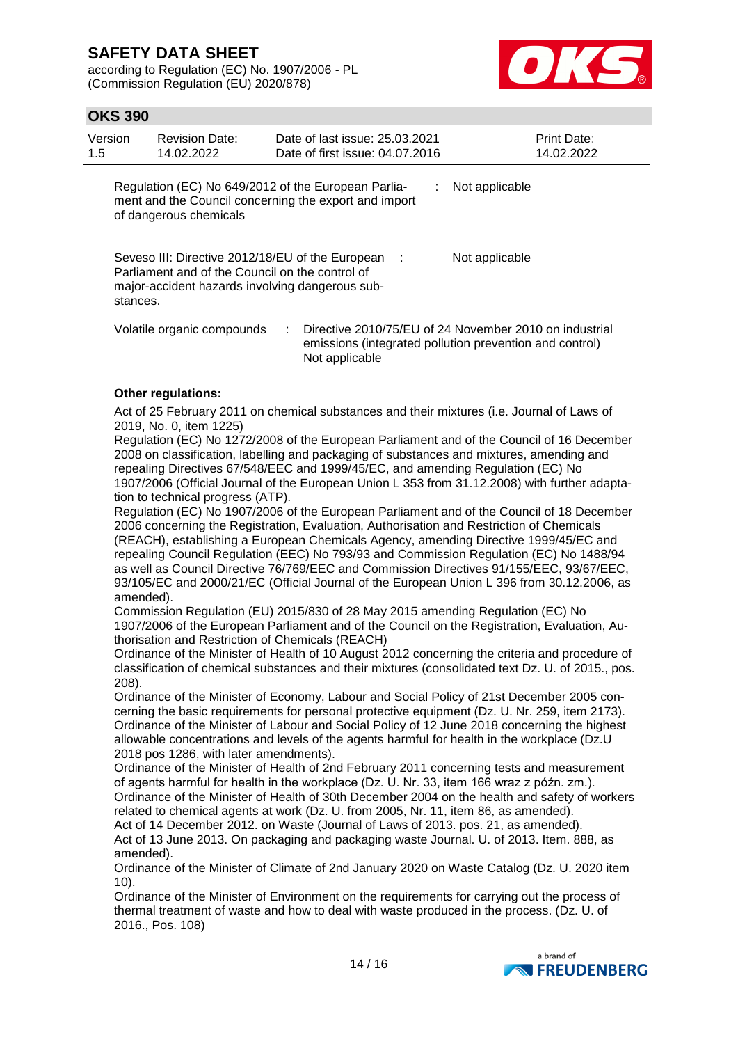| | | |
|---|---|---|
| Regulation (EC) No 649/2012 of the European Parliament and the Council concerning the export and import of dangerous chemicals | : | Not applicable |
| Seveso III: Directive 2012/18/EU of the European Parliament and of the Council on the control of major-accident hazards involving dangerous substances. | : | Not applicable |
| Volatile organic compounds | : | Directive 2010/75/EU of 24 November 2010 on industrial emissions (integrated pollution prevention and control)<br>Not applicable |

**Other regulations:**

Act of 25 February 2011 on chemical substances and their mixtures (i.e. Journal of Laws of 2019, No. 0, item 1225)
Regulation (EC) No 1272/2008 of the European Parliament and of the Council of 16 December 2008 on classification, labelling and packaging of substances and mixtures, amending and repealing Directives 67/548/EEC and 1999/45/EC, and amending Regulation (EC) No 1907/2006 (Official Journal of the European Union L 353 from 31.12.2008) with further adaptation to technical progress (ATP).
Regulation (EC) No 1907/2006 of the European Parliament and of the Council of 18 December 2006 concerning the Registration, Evaluation, Authorisation and Restriction of Chemicals (REACH), establishing a European Chemicals Agency, amending Directive 1999/45/EC and repealing Council Regulation (EEC) No 793/93 and Commission Regulation (EC) No 1488/94 as well as Council Directive 76/769/EEC and Commission Directives 91/155/EEC, 93/67/EEC, 93/105/EC and 2000/21/EC (Official Journal of the European Union L 396 from 30.12.2006, as amended).
Commission Regulation (EU) 2015/830 of 28 May 2015 amending Regulation (EC) No 1907/2006 of the European Parliament and of the Council on the Registration, Evaluation, Authorisation and Restriction of Chemicals (REACH)
Ordinance of the Minister of Health of 10 August 2012 concerning the criteria and procedure of classification of chemical substances and their mixtures (consolidated text Dz. U. of 2015., pos. 208).
Ordinance of the Minister of Economy, Labour and Social Policy of 21st December 2005 concerning the basic requirements for personal protective equipment (Dz. U. Nr. 259, item 2173).
Ordinance of the Minister of Labour and Social Policy of 12 June 2018 concerning the highest allowable concentrations and levels of the agents harmful for health in the workplace (Dz.U 2018 pos 1286, with later amendments).
Ordinance of the Minister of Health of 2nd February 2011 concerning tests and measurement of agents harmful for health in the workplace (Dz. U. Nr. 33, item 166 wraz z późn. zm.).
Ordinance of the Minister of Health of 30th December 2004 on the health and safety of workers related to chemical agents at work (Dz. U. from 2005, Nr. 11, item 86, as amended).
Act of 14 December 2012. on Waste (Journal of Laws of 2013. pos. 21, as amended).
Act of 13 June 2013. On packaging and packaging waste Journal. U. of 2013. Item. 888, as amended).
Ordinance of the Minister of Climate of 2nd January 2020 on Waste Catalog (Dz. U. 2020 item 10).
Ordinance of the Minister of Environment on the requirements for carrying out the process of thermal treatment of waste and how to deal with waste produced in the process. (Dz. U. of 2016., Pos. 108)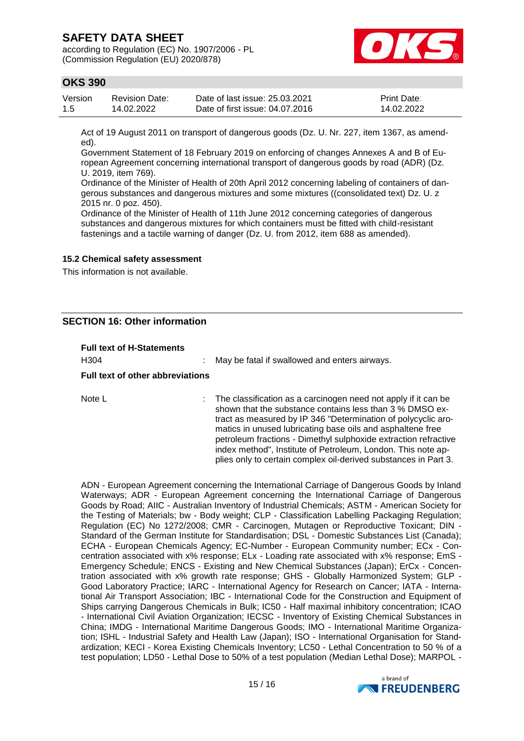Act of 19 August 2011 on transport of dangerous goods (Dz. U. Nr. 227, item 1367, as amended).

Government Statement of 18 February 2019 on enforcing of changes Annexes A and B of European Agreement concerning international transport of dangerous goods by road (ADR) (Dz. U. 2019, item 769).

Ordinance of the Minister of Health of 20th April 2012 concerning labeling of containers of dangerous substances and dangerous mixtures and some mixtures ((consolidated text) Dz. U. z 2015 nr. 0 poz. 450).

Ordinance of the Minister of Health of 11th June 2012 concerning categories of dangerous substances and dangerous mixtures for which containers must be fitted with child-resistant fastenings and a tactile warning of danger (Dz. U. from 2012, item 688 as amended).

### 15.2 Chemical safety assessment

This information is not available.

## SECTION 16: Other information

**Full text of H-Statements**

H304 : May be fatal if swallowed and enters airways.

**Full text of other abbreviations**

Note L : The classification as a carcinogen need not apply if it can be shown that the substance contains less than 3 % DMSO extract as measured by IP 346 "Determination of polycyclic aromatics in unused lubricating base oils and asphaltene free petroleum fractions - Dimethyl sulphoxide extraction refractive index method", Institute of Petroleum, London. This note applies only to certain complex oil-derived substances in Part 3.

ADN - European Agreement concerning the International Carriage of Dangerous Goods by Inland Waterways; ADR - European Agreement concerning the International Carriage of Dangerous Goods by Road; AIIC - Australian Inventory of Industrial Chemicals; ASTM - American Society for the Testing of Materials; bw - Body weight; CLP - Classification Labelling Packaging Regulation; Regulation (EC) No 1272/2008; CMR - Carcinogen, Mutagen or Reproductive Toxicant; DIN - Standard of the German Institute for Standardisation; DSL - Domestic Substances List (Canada); ECHA - European Chemicals Agency; EC-Number - European Community number; ECx - Concentration associated with x% response; ELx - Loading rate associated with x% response; EmS - Emergency Schedule; ENCS - Existing and New Chemical Substances (Japan); ErCx - Concentration associated with x% growth rate response; GHS - Globally Harmonized System; GLP - Good Laboratory Practice; IARC - International Agency for Research on Cancer; IATA - International Air Transport Association; IBC - International Code for the Construction and Equipment of Ships carrying Dangerous Chemicals in Bulk; IC50 - Half maximal inhibitory concentration; ICAO - International Civil Aviation Organization; IECSC - Inventory of Existing Chemical Substances in China; IMDG - International Maritime Dangerous Goods; IMO - International Maritime Organization; ISHL - Industrial Safety and Health Law (Japan); ISO - International Organisation for Standardization; KECI - Korea Existing Chemicals Inventory; LC50 - Lethal Concentration to 50 % of a test population; LD50 - Lethal Dose to 50% of a test population (Median Lethal Dose); MARPOL -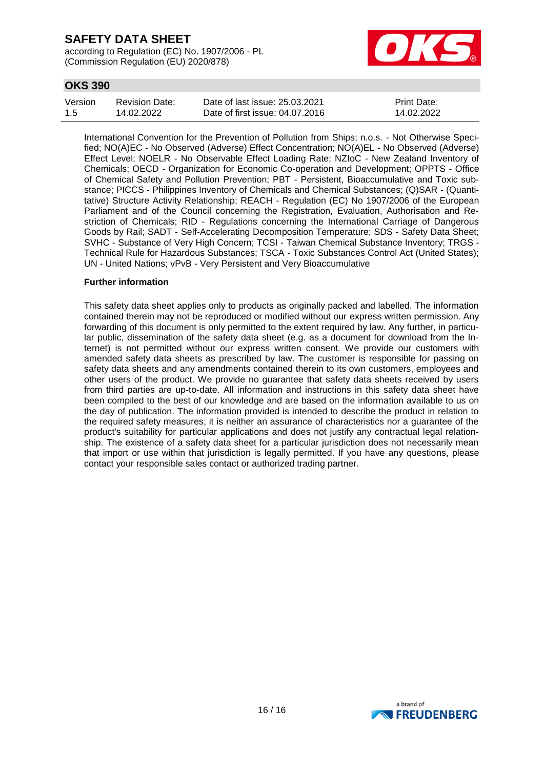International Convention for the Prevention of Pollution from Ships; n.o.s. - Not Otherwise Specified; NO(A)EC - No Observed (Adverse) Effect Concentration; NO(A)EL - No Observed (Adverse) Effect Level; NOELR - No Observable Effect Loading Rate; NZIoC - New Zealand Inventory of Chemicals; OECD - Organization for Economic Co-operation and Development; OPPTS - Office of Chemical Safety and Pollution Prevention; PBT - Persistent, Bioaccumulative and Toxic substance; PICCS - Philippines Inventory of Chemicals and Chemical Substances; (Q)SAR - (Quantitative) Structure Activity Relationship; REACH - Regulation (EC) No 1907/2006 of the European Parliament and of the Council concerning the Registration, Evaluation, Authorisation and Restriction of Chemicals; RID - Regulations concerning the International Carriage of Dangerous Goods by Rail; SADT - Self-Accelerating Decomposition Temperature; SDS - Safety Data Sheet; SVHC - Substance of Very High Concern; TCSI - Taiwan Chemical Substance Inventory; TRGS - Technical Rule for Hazardous Substances; TSCA - Toxic Substances Control Act (United States); UN - United Nations; vPvB - Very Persistent and Very Bioaccumulative

**Further information**

This safety data sheet applies only to products as originally packed and labelled. The information contained therein may not be reproduced or modified without our express written permission. Any forwarding of this document is only permitted to the extent required by law. Any further, in particular public, dissemination of the safety data sheet (e.g. as a document for download from the Internet) is not permitted without our express written consent. We provide our customers with amended safety data sheets as prescribed by law. The customer is responsible for passing on safety data sheets and any amendments contained therein to its own customers, employees and other users of the product. We provide no guarantee that safety data sheets received by users from third parties are up-to-date. All information and instructions in this safety data sheet have been compiled to the best of our knowledge and are based on the information available to us on the day of publication. The information provided is intended to describe the product in relation to the required safety measures; it is neither an assurance of characteristics nor a guarantee of the product's suitability for particular applications and does not justify any contractual legal relationship. The existence of a safety data sheet for a particular jurisdiction does not necessarily mean that import or use within that jurisdiction is legally permitted. If you have any questions, please contact your responsible sales contact or authorized trading partner.